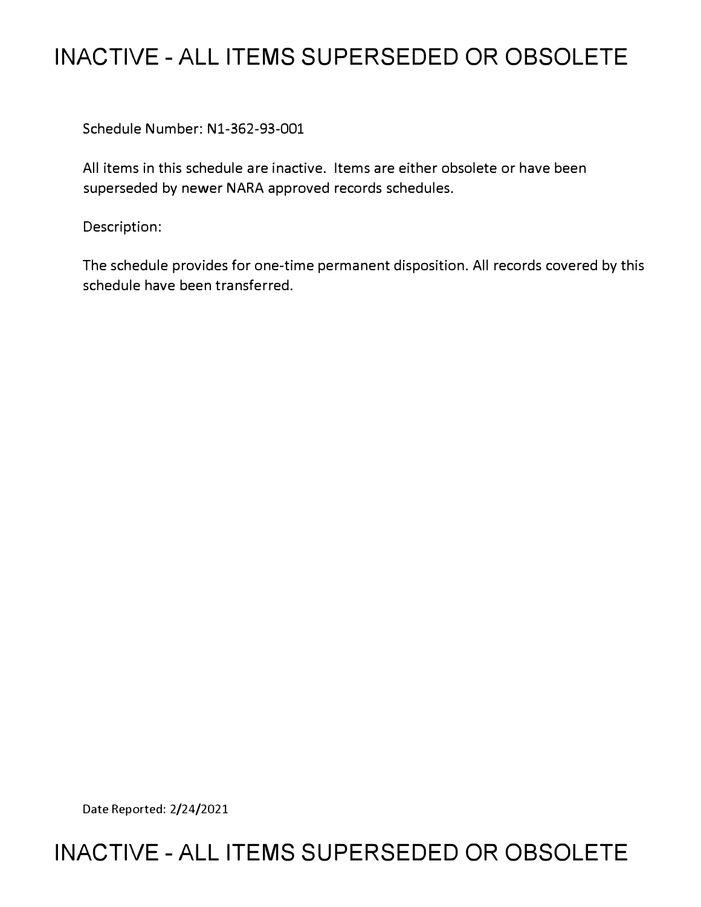# INACTIVE - ALL ITEMS SUPERSEDED OR OBSOLETE

Schedule Number: N1-362-93-001

All items in this schedule are inactive. Items are either obsolete or have been superseded by newer NARA approved records schedules.

Description:

The schedule provides for one-time permanent disposition. All records covered by this schedule have been transferred.

Date Reported: 2/24/2021

# INACTIVE - ALL ITEMS SUPERSEDED OR OBSOLETE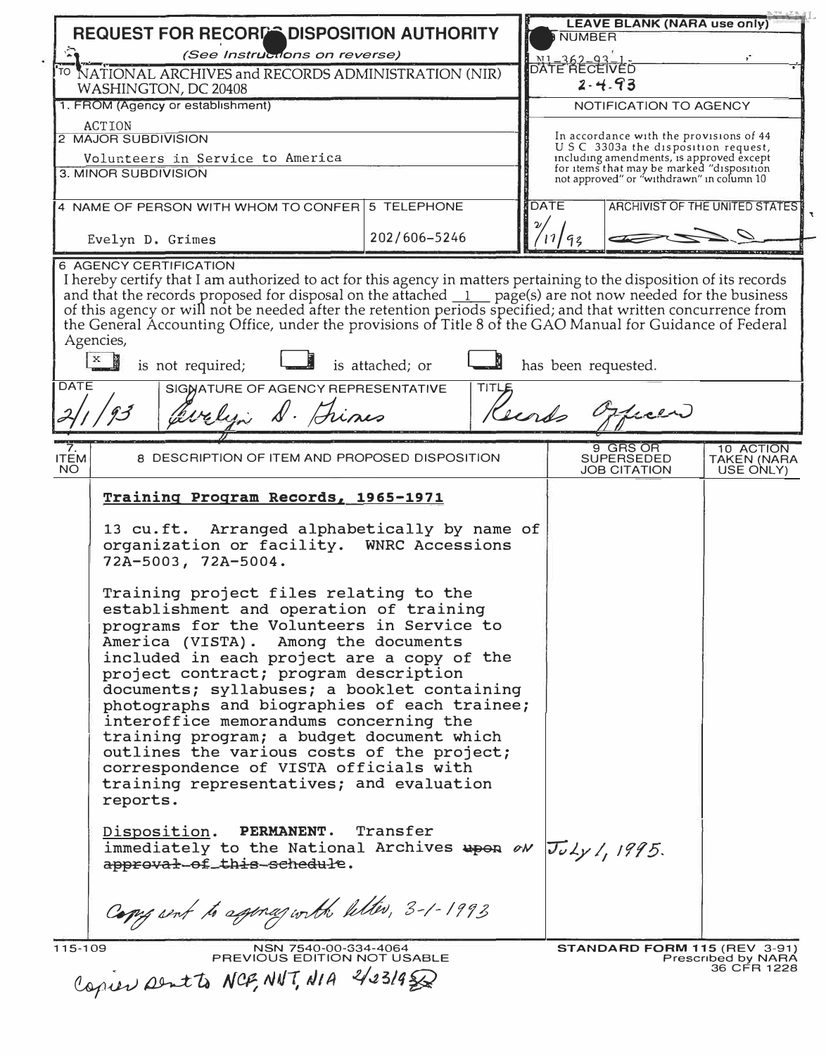# REQUEST FOR RECORDS DISPOSITION AUTHORITY

*(See Instructions on reverse)*

TO NATIONAL ARCHIVES and RECORDS ADMINISTRATION (NIR)
WASHINGTON, DC 20408

| LEAVE BLANK (NARA use only) | |
|---|---|
| JOB NUMBER | N1-362-93-1 |
| DATE RECEIVED | 2-4-93 |

**NOTIFICATION TO AGENCY**

In accordance with the provisions of 44 U.S.C. 3303a the disposition request, including amendments, is approved except for items that may be marked "disposition not approved" or "withdrawn" in column 10

| DATE | ARCHIVIST OF THE UNITED STATES |
|---|---|
| 2/17/93 | [signature] |

1. FROM (Agency or establishment)
ACTION

2. MAJOR SUBDIVISION
Volunteers in Service to America

3. MINOR SUBDIVISION

| 4. NAME OF PERSON WITH WHOM TO CONFER | 5. TELEPHONE |
|---|---|
| Evelyn D. Grimes | 202/606-5246 |

6. AGENCY CERTIFICATION

I hereby certify that I am authorized to act for this agency in matters pertaining to the disposition of its records and that the records proposed for disposal on the attached 1 page(s) are not now needed for the business of this agency or will not be needed after the retention periods specified; and that written concurrence from the General Accounting Office, under the provisions of Title 8 of the GAO Manual for Guidance of Federal Agencies,

[x] is not required; [ ] is attached; or [ ] has been requested.

| DATE | SIGNATURE OF AGENCY REPRESENTATIVE | TITLE |
|---|---|---|
| 2/1/93 | Evelyn D. Grimes | Records Officer |

| 7. ITEM NO | 8. DESCRIPTION OF ITEM AND PROPOSED DISPOSITION | 9. GRS OR SUPERSEDED JOB CITATION | 10. ACTION TAKEN (NARA USE ONLY) |
|---|---|---|---|
| | **Training Program Records, 1965-1971**<br><br>13 cu.ft. Arranged alphabetically by name of organization or facility. WNRC Accessions 72A-5003, 72A-5004.<br><br>Training project files relating to the establishment and operation of training programs for the Volunteers in Service to America (VISTA). Among the documents included in each project are a copy of the project contract; program description documents; syllabuses; a booklet containing photographs and biographies of each trainee; interoffice memorandums concerning the training program; a budget document which outlines the various costs of the project; correspondence of VISTA officials with training representatives; and evaluation reports.<br><br>Disposition. **PERMANENT.** Transfer immediately to the National Archives ~~upon~~ on July 1, 1995. ~~approval of this schedule.~~<br><br>*Copy sent to agency with letter, 3-1-1993* | | |

115-109 NSN 7540-00-634-4064 PREVIOUS EDITION NOT USABLE

STANDARD FORM 115 (REV 3-91) Prescribed by NARA 36 CFR 1228

*Copies sent to NCF, NNT, NIA 2/23/93*